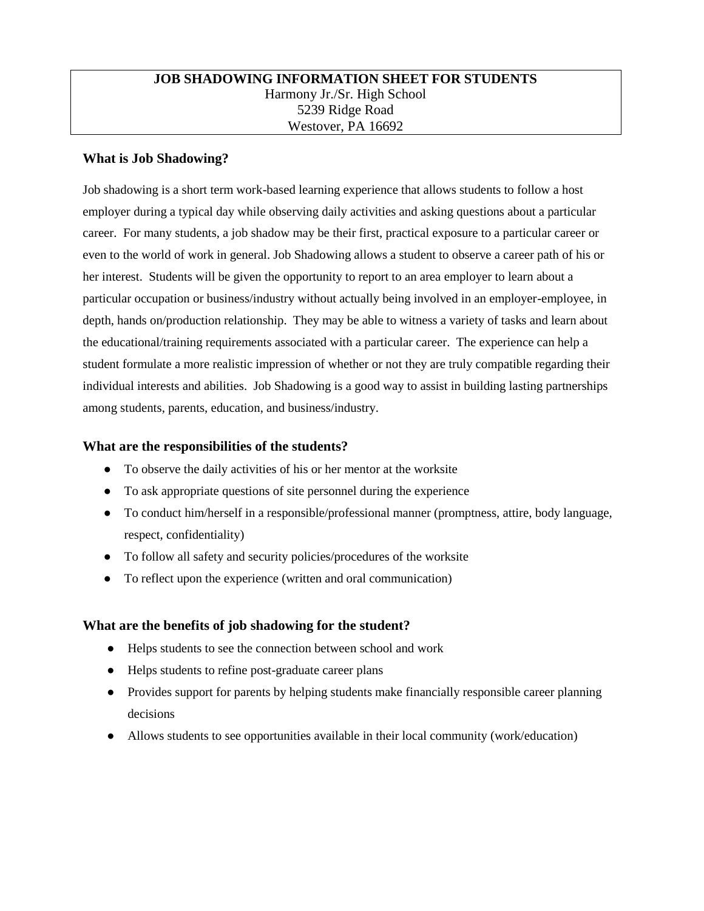**JOB SHADOWING INFORMATION SHEET FOR STUDENTS**
Harmony Jr./Sr. High School
5239 Ridge Road
Westover, PA 16692

### What is Job Shadowing?

Job shadowing is a short term work-based learning experience that allows students to follow a host employer during a typical day while observing daily activities and asking questions about a particular career. For many students, a job shadow may be their first, practical exposure to a particular career or even to the world of work in general. Job Shadowing allows a student to observe a career path of his or her interest. Students will be given the opportunity to report to an area employer to learn about a particular occupation or business/industry without actually being involved in an employer-employee, in depth, hands on/production relationship. They may be able to witness a variety of tasks and learn about the educational/training requirements associated with a particular career. The experience can help a student formulate a more realistic impression of whether or not they are truly compatible regarding their individual interests and abilities. Job Shadowing is a good way to assist in building lasting partnerships among students, parents, education, and business/industry.

### What are the responsibilities of the students?

- To observe the daily activities of his or her mentor at the worksite
- To ask appropriate questions of site personnel during the experience
- To conduct him/herself in a responsible/professional manner (promptness, attire, body language, respect, confidentiality)
- To follow all safety and security policies/procedures of the worksite
- To reflect upon the experience (written and oral communication)

### What are the benefits of job shadowing for the student?

- Helps students to see the connection between school and work
- Helps students to refine post-graduate career plans
- Provides support for parents by helping students make financially responsible career planning decisions
- Allows students to see opportunities available in their local community (work/education)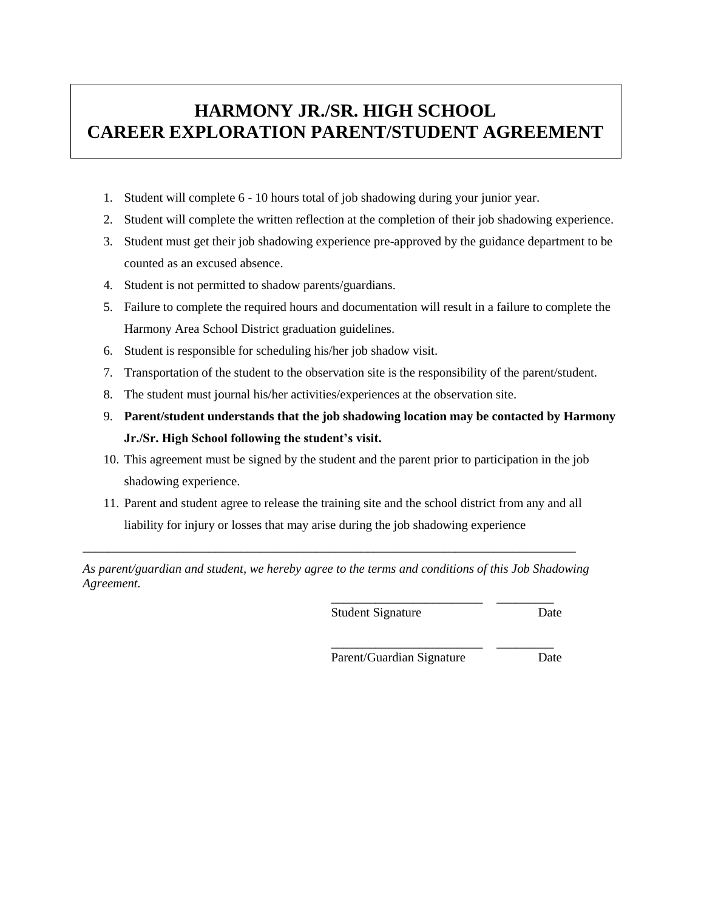# HARMONY JR./SR. HIGH SCHOOL
# CAREER EXPLORATION PARENT/STUDENT AGREEMENT

1. Student will complete 6 - 10 hours total of job shadowing during your junior year.
2. Student will complete the written reflection at the completion of their job shadowing experience.
3. Student must get their job shadowing experience pre-approved by the guidance department to be counted as an excused absence.
4. Student is not permitted to shadow parents/guardians.
5. Failure to complete the required hours and documentation will result in a failure to complete the Harmony Area School District graduation guidelines.
6. Student is responsible for scheduling his/her job shadow visit.
7. Transportation of the student to the observation site is the responsibility of the parent/student.
8. The student must journal his/her activities/experiences at the observation site.
9. **Parent/student understands that the job shadowing location may be contacted by Harmony Jr./Sr. High School following the student's visit.**
10. This agreement must be signed by the student and the parent prior to participation in the job shadowing experience.
11. Parent and student agree to release the training site and the school district from any and all liability for injury or losses that may arise during the job shadowing experience

---

*As parent/guardian and student, we hereby agree to the terms and conditions of this Job Shadowing Agreement.*

________________________ _________
Student Signature Date

________________________ _________
Parent/Guardian Signature Date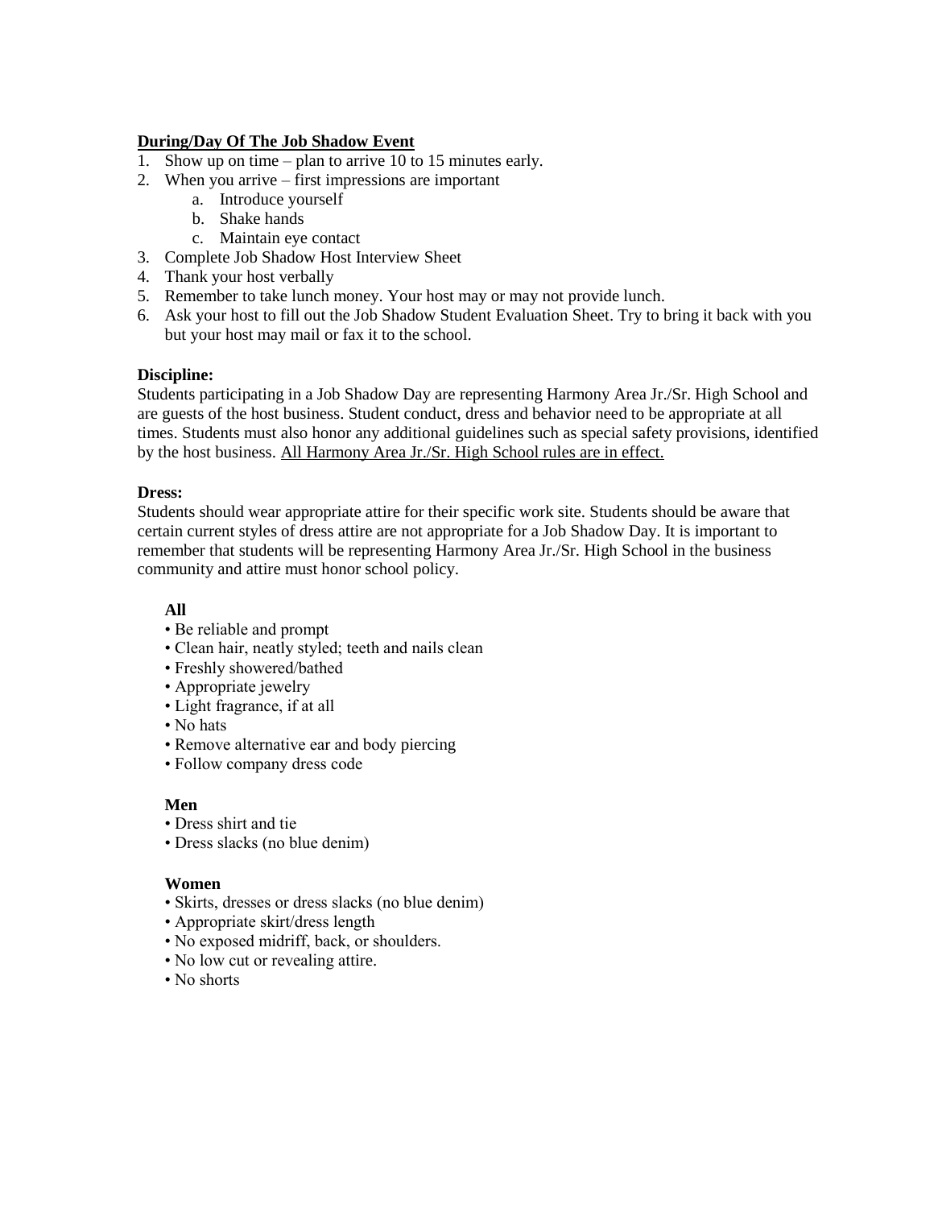**<u>During/Day Of The Job Shadow Event</u>**

1. Show up on time – plan to arrive 10 to 15 minutes early.
2. When you arrive – first impressions are important
    a. Introduce yourself
    b. Shake hands
    c. Maintain eye contact
3. Complete Job Shadow Host Interview Sheet
4. Thank your host verbally
5. Remember to take lunch money. Your host may or may not provide lunch.
6. Ask your host to fill out the Job Shadow Student Evaluation Sheet. Try to bring it back with you but your host may mail or fax it to the school.

**Discipline:**

Students participating in a Job Shadow Day are representing Harmony Area Jr./Sr. High School and are guests of the host business. Student conduct, dress and behavior need to be appropriate at all times. Students must also honor any additional guidelines such as special safety provisions, identified by the host business. <u>All Harmony Area Jr./Sr. High School rules are in effect.</u>

**Dress:**

Students should wear appropriate attire for their specific work site. Students should be aware that certain current styles of dress attire are not appropriate for a Job Shadow Day. It is important to remember that students will be representing Harmony Area Jr./Sr. High School in the business community and attire must honor school policy.

**All**

- Be reliable and prompt
- Clean hair, neatly styled; teeth and nails clean
- Freshly showered/bathed
- Appropriate jewelry
- Light fragrance, if at all
- No hats
- Remove alternative ear and body piercing
- Follow company dress code

**Men**

- Dress shirt and tie
- Dress slacks (no blue denim)

**Women**

- Skirts, dresses or dress slacks (no blue denim)
- Appropriate skirt/dress length
- No exposed midriff, back, or shoulders.
- No low cut or revealing attire.
- No shorts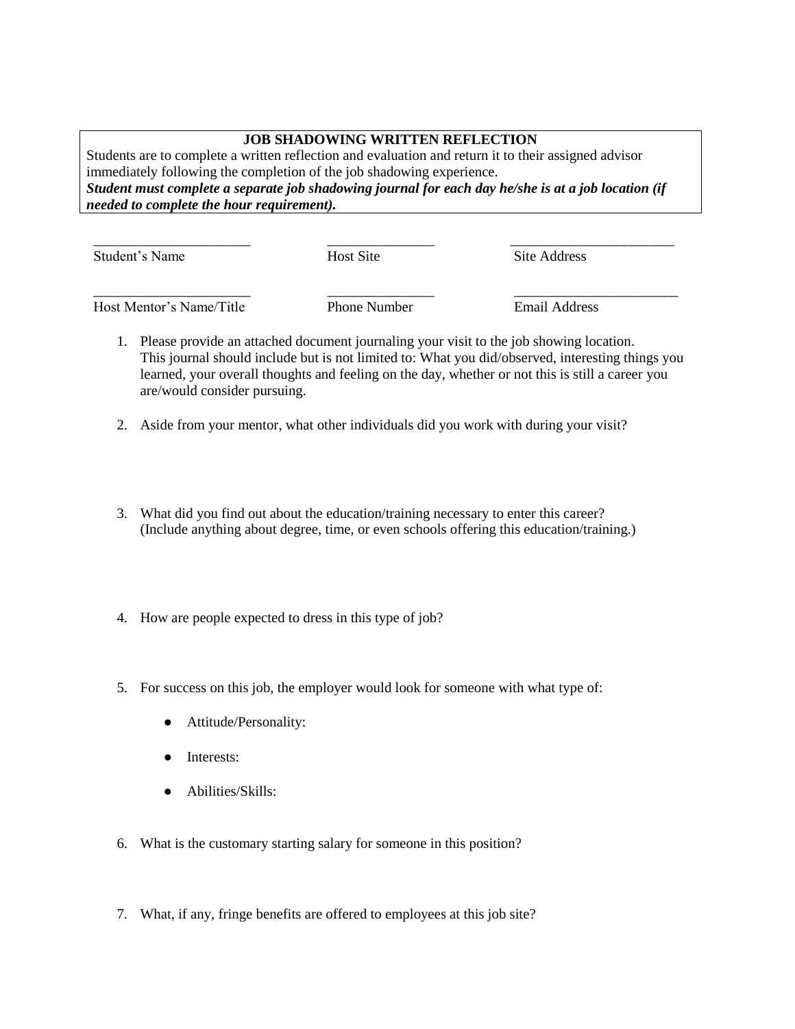**JOB SHADOWING WRITTEN REFLECTION**

Students are to complete a written reflection and evaluation and return it to their assigned advisor immediately following the completion of the job shadowing experience.

***Student must complete a separate job shadowing journal for each day he/she is at a job location (if needed to complete the hour requirement).***

| ______________________ | _______________ | _______________________ |
|---|---|---|
| Student's Name | Host Site | Site Address |
| ______________________ | _______________ | _______________________ |
| Host Mentor's Name/Title | Phone Number | Email Address |

1. Please provide an attached document journaling your visit to the job showing location. This journal should include but is not limited to: What you did/observed, interesting things you learned, your overall thoughts and feeling on the day, whether or not this is still a career you are/would consider pursuing.

2. Aside from your mentor, what other individuals did you work with during your visit?

3. What did you find out about the education/training necessary to enter this career? (Include anything about degree, time, or even schools offering this education/training.)

4. How are people expected to dress in this type of job?

5. For success on this job, the employer would look for someone with what type of:

   - Attitude/Personality:
   - Interests:
   - Abilities/Skills:

6. What is the customary starting salary for someone in this position?

7. What, if any, fringe benefits are offered to employees at this job site?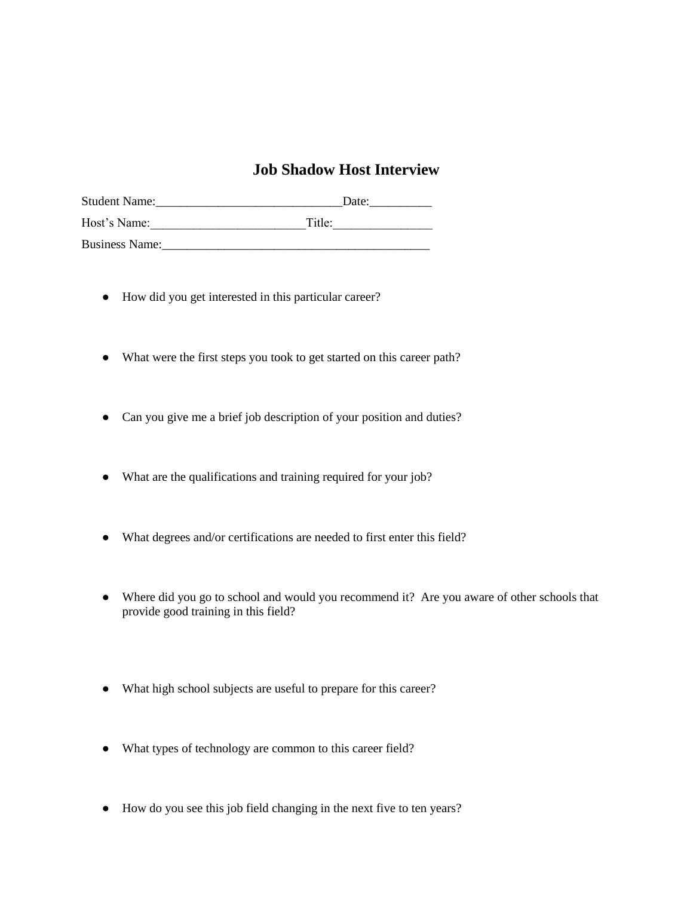# Job Shadow Host Interview

Student Name:______________________________Date:__________

Host's Name:_________________________Title:________________

Business Name:___________________________________________

- How did you get interested in this particular career?

- What were the first steps you took to get started on this career path?

- Can you give me a brief job description of your position and duties?

- What are the qualifications and training required for your job?

- What degrees and/or certifications are needed to first enter this field?

- Where did you go to school and would you recommend it? Are you aware of other schools that provide good training in this field?

- What high school subjects are useful to prepare for this career?

- What types of technology are common to this career field?

- How do you see this job field changing in the next five to ten years?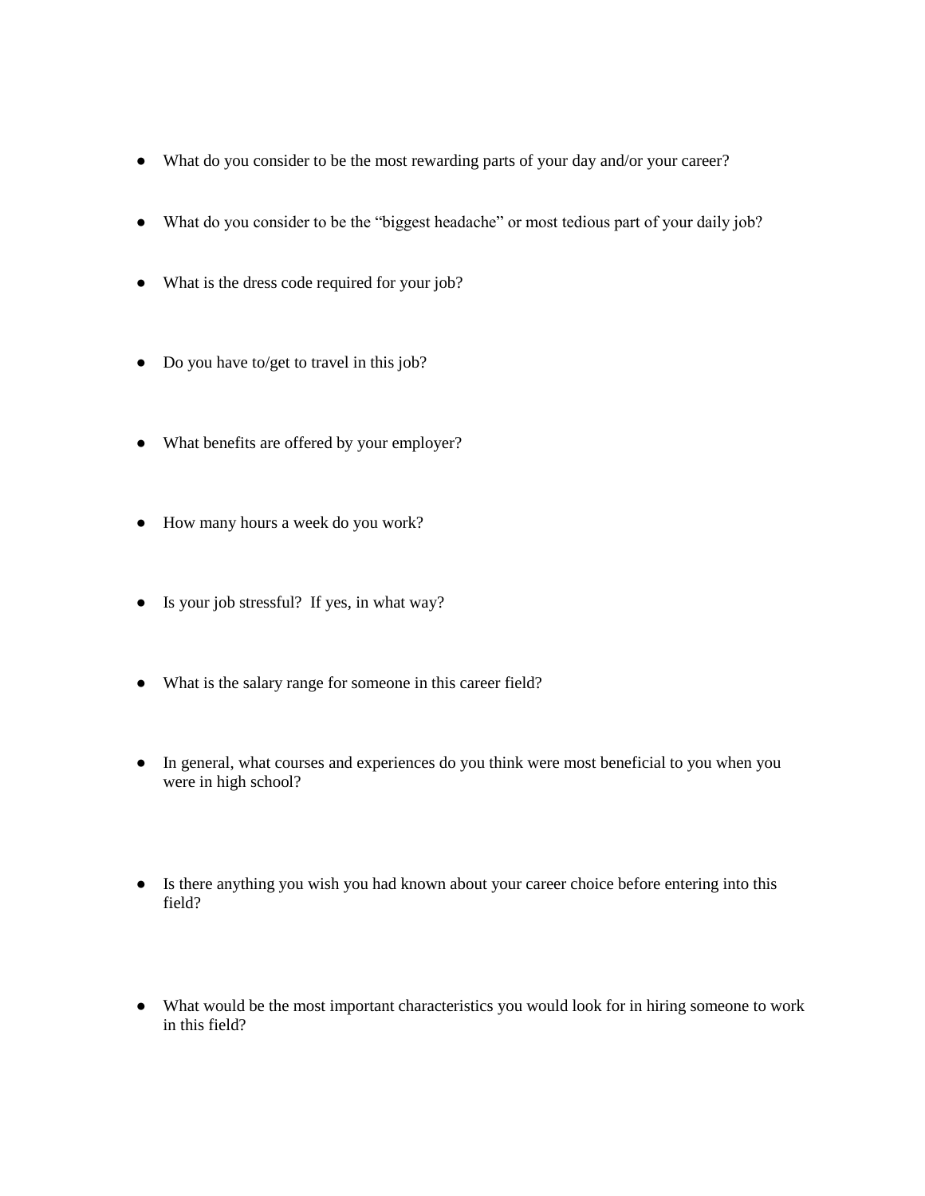- What do you consider to be the most rewarding parts of your day and/or your career?
- What do you consider to be the "biggest headache" or most tedious part of your daily job?
- What is the dress code required for your job?
- Do you have to/get to travel in this job?
- What benefits are offered by your employer?
- How many hours a week do you work?
- Is your job stressful? If yes, in what way?
- What is the salary range for someone in this career field?
- In general, what courses and experiences do you think were most beneficial to you when you were in high school?
- Is there anything you wish you had known about your career choice before entering into this field?
- What would be the most important characteristics you would look for in hiring someone to work in this field?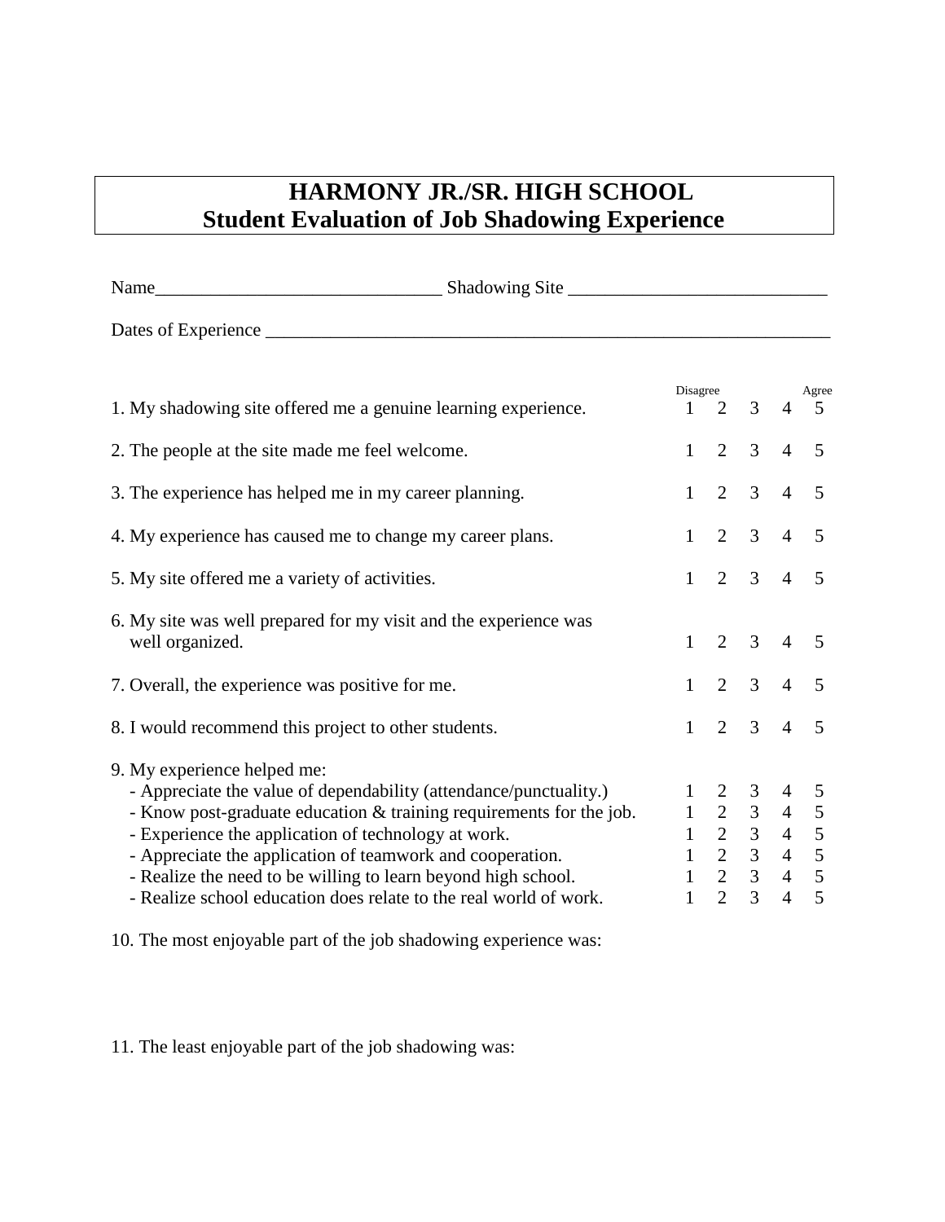# HARMONY JR./SR. HIGH SCHOOL
## Student Evaluation of Job Shadowing Experience

Name_______________________________ Shadowing Site ____________________________

Dates of Experience _______________________________________________________________

| | Disagree 1 | 2 | 3 | 4 | Agree 5 |
|---|---|---|---|---|---|
| 1. My shadowing site offered me a genuine learning experience. | 1 | 2 | 3 | 4 | 5 |
| 2. The people at the site made me feel welcome. | 1 | 2 | 3 | 4 | 5 |
| 3. The experience has helped me in my career planning. | 1 | 2 | 3 | 4 | 5 |
| 4. My experience has caused me to change my career plans. | 1 | 2 | 3 | 4 | 5 |
| 5. My site offered me a variety of activities. | 1 | 2 | 3 | 4 | 5 |
| 6. My site was well prepared for my visit and the experience was well organized. | 1 | 2 | 3 | 4 | 5 |
| 7. Overall, the experience was positive for me. | 1 | 2 | 3 | 4 | 5 |
| 8. I would recommend this project to other students. | 1 | 2 | 3 | 4 | 5 |
| 9. My experience helped me: | | | | | |
| - Appreciate the value of dependability (attendance/punctuality.) | 1 | 2 | 3 | 4 | 5 |
| - Know post-graduate education & training requirements for the job. | 1 | 2 | 3 | 4 | 5 |
| - Experience the application of technology at work. | 1 | 2 | 3 | 4 | 5 |
| - Appreciate the application of teamwork and cooperation. | 1 | 2 | 3 | 4 | 5 |
| - Realize the need to be willing to learn beyond high school. | 1 | 2 | 3 | 4 | 5 |
| - Realize school education does relate to the real world of work. | 1 | 2 | 3 | 4 | 5 |

10. The most enjoyable part of the job shadowing experience was:

11. The least enjoyable part of the job shadowing was: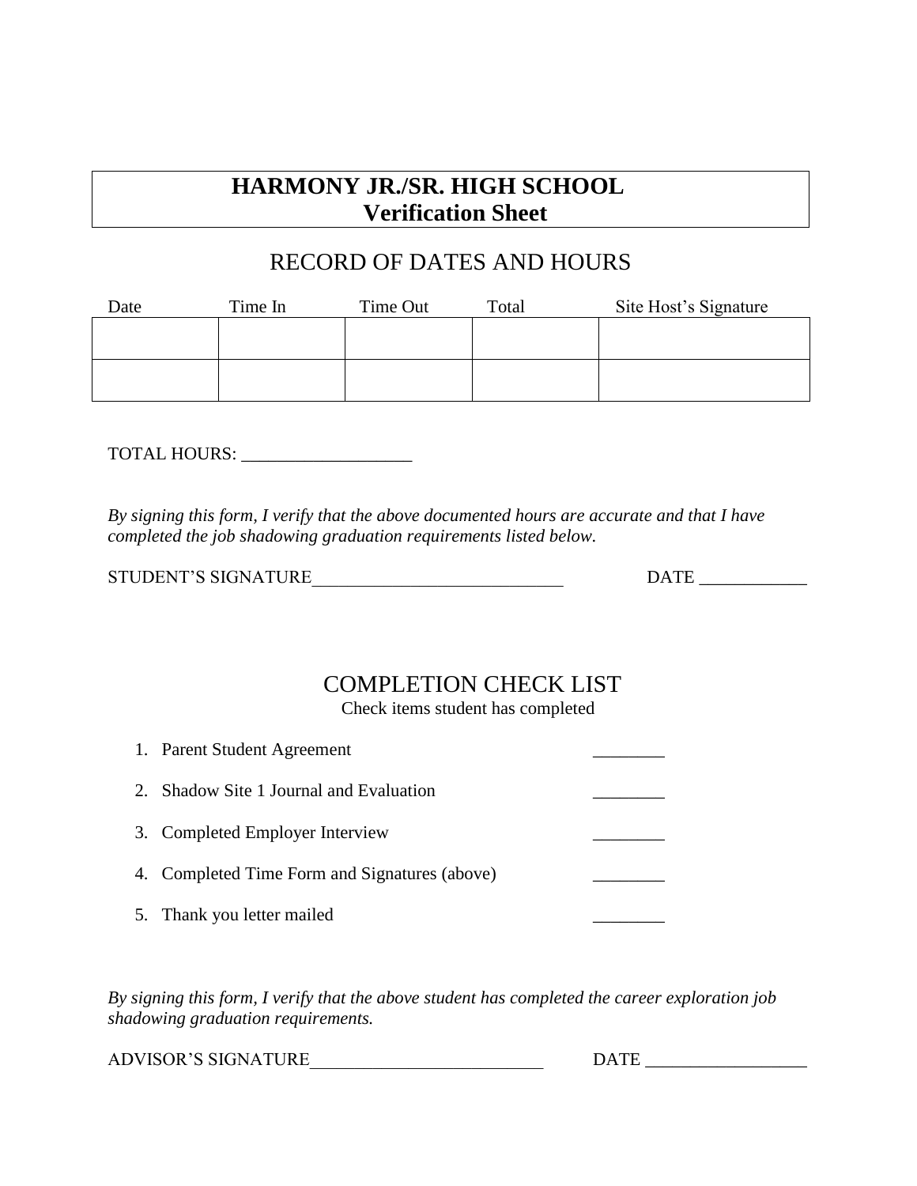# HARMONY JR./SR. HIGH SCHOOL
# Verification Sheet

## RECORD OF DATES AND HOURS

| Date | Time In | Time Out | Total | Site Host's Signature |
|---|---|---|---|---|
| | | | | |
| | | | | |

TOTAL HOURS: ___________________

*By signing this form, I verify that the above documented hours are accurate and that I have completed the job shadowing graduation requirements listed below.*

STUDENT'S SIGNATURE____________________________ DATE ____________

## COMPLETION CHECK LIST

Check items student has completed

1. Parent Student Agreement ________
2. Shadow Site 1 Journal and Evaluation ________
3. Completed Employer Interview ________
4. Completed Time Form and Signatures (above) ________
5. Thank you letter mailed ________

*By signing this form, I verify that the above student has completed the career exploration job shadowing graduation requirements.*

ADVISOR'S SIGNATURE__________________________ DATE __________________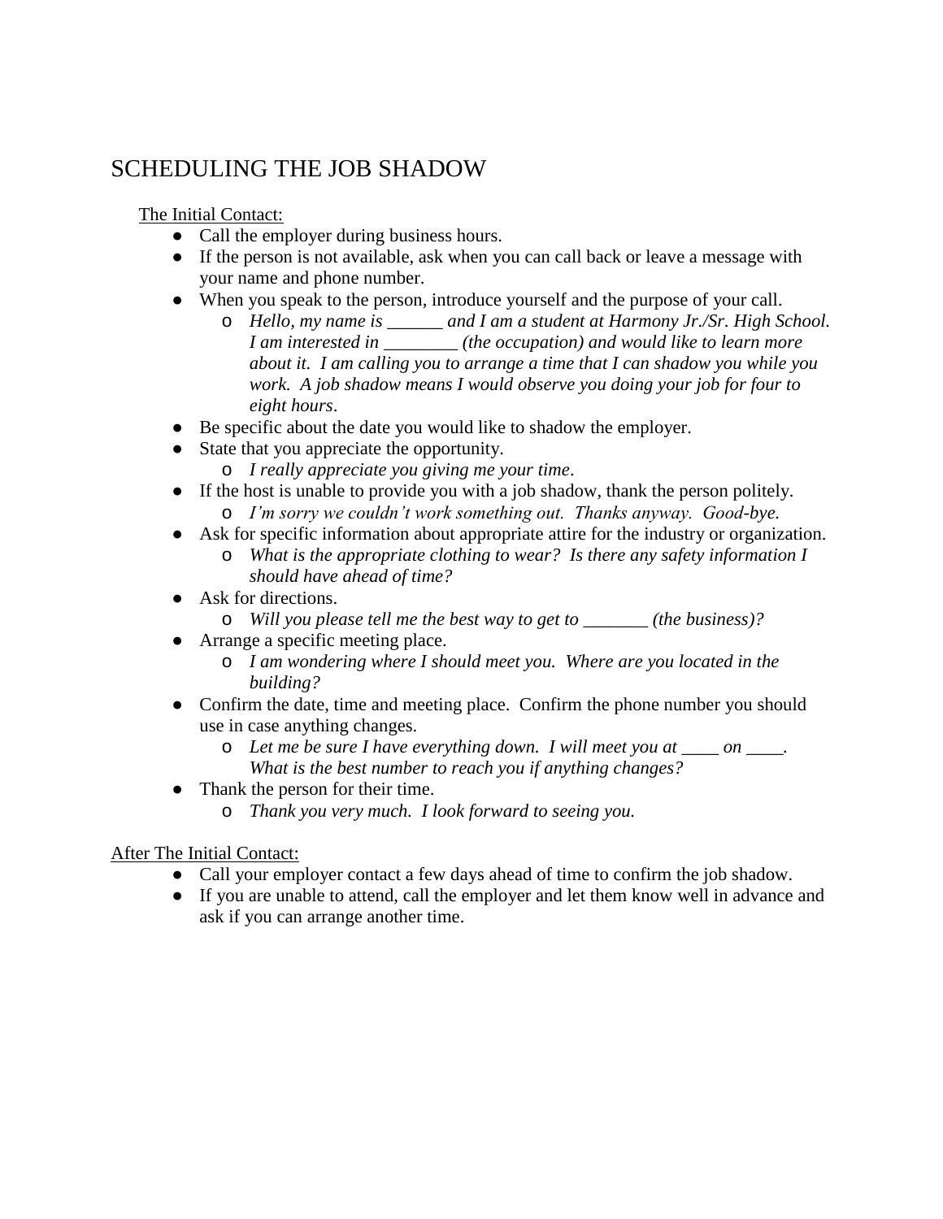# SCHEDULING THE JOB SHADOW

<u>The Initial Contact:</u>

- Call the employer during business hours.
- If the person is not available, ask when you can call back or leave a message with your name and phone number.
- When you speak to the person, introduce yourself and the purpose of your call.
  - *Hello, my name is ______ and I am a student at Harmony Jr./Sr. High School. I am interested in ________ (the occupation) and would like to learn more about it. I am calling you to arrange a time that I can shadow you while you work. A job shadow means I would observe you doing your job for four to eight hours*.
- Be specific about the date you would like to shadow the employer.
- State that you appreciate the opportunity.
  - *I really appreciate you giving me your time*.
- If the host is unable to provide you with a job shadow, thank the person politely.
  - *I'm sorry we couldn't work something out. Thanks anyway. Good-bye.*
- Ask for specific information about appropriate attire for the industry or organization.
  - *What is the appropriate clothing to wear? Is there any safety information I should have ahead of time?*
- Ask for directions.
  - *Will you please tell me the best way to get to _______ (the business)?*
- Arrange a specific meeting place.
  - *I am wondering where I should meet you. Where are you located in the building?*
- Confirm the date, time and meeting place. Confirm the phone number you should use in case anything changes.
  - *Let me be sure I have everything down. I will meet you at ____ on ____. What is the best number to reach you if anything changes?*
- Thank the person for their time.
  - *Thank you very much. I look forward to seeing you.*

<u>After The Initial Contact:</u>

- Call your employer contact a few days ahead of time to confirm the job shadow.
- If you are unable to attend, call the employer and let them know well in advance and ask if you can arrange another time.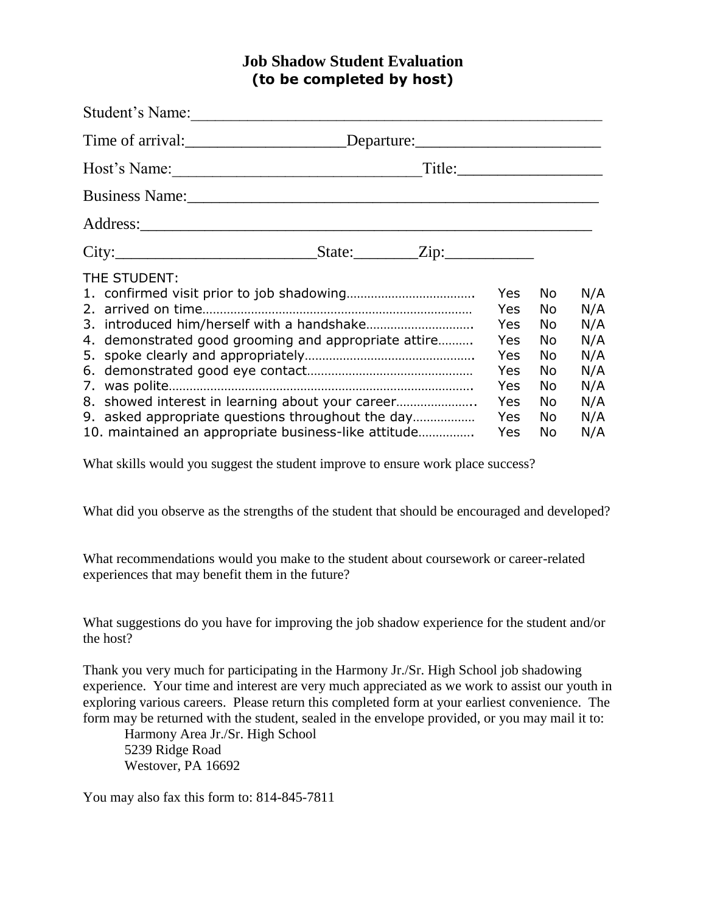# Job Shadow Student Evaluation
## (to be completed by host)

Student's Name:\_\_\_\_\_\_\_\_\_\_\_\_\_\_\_\_\_\_\_\_\_\_\_\_\_\_\_\_\_\_\_\_\_\_\_\_\_\_\_\_\_\_\_\_\_\_\_\_\_\_\_\_

Time of arrival:\_\_\_\_\_\_\_\_\_\_\_\_\_\_\_\_\_\_\_\_Departure:\_\_\_\_\_\_\_\_\_\_\_\_\_\_\_\_\_\_\_\_\_\_\_

Host's Name:\_\_\_\_\_\_\_\_\_\_\_\_\_\_\_\_\_\_\_\_\_\_\_\_\_\_\_\_\_\_\_Title:\_\_\_\_\_\_\_\_\_\_\_\_\_\_\_\_\_\_

Business Name:\_\_\_\_\_\_\_\_\_\_\_\_\_\_\_\_\_\_\_\_\_\_\_\_\_\_\_\_\_\_\_\_\_\_\_\_\_\_\_\_\_\_\_\_\_\_\_\_\_\_\_

Address:\_\_\_\_\_\_\_\_\_\_\_\_\_\_\_\_\_\_\_\_\_\_\_\_\_\_\_\_\_\_\_\_\_\_\_\_\_\_\_\_\_\_\_\_\_\_\_\_\_\_\_\_\_\_\_\_\_\_

City:\_\_\_\_\_\_\_\_\_\_\_\_\_\_\_\_\_\_\_\_\_\_\_\_\_State:\_\_\_\_\_\_\_\_Zip:\_\_\_\_\_\_\_\_\_\_\_

| THE STUDENT: | | | |
|---|---|---|---|
| 1. confirmed visit prior to job shadowing……………………………. | Yes | No | N/A |
| 2. arrived on time………………………………………………………… | Yes | No | N/A |
| 3. introduced him/herself with a handshake…………………………. | Yes | No | N/A |
| 4. demonstrated good grooming and appropriate attire………. | Yes | No | N/A |
| 5. spoke clearly and appropriately…………………………………………. | Yes | No | N/A |
| 6. demonstrated good eye contact………………………………………… | Yes | No | N/A |
| 7. was polite……………………………………………………………………. | Yes | No | N/A |
| 8. showed interest in learning about your career………………….. | Yes | No | N/A |
| 9. asked appropriate questions throughout the day……………… | Yes | No | N/A |
| 10. maintained an appropriate business-like attitude……………. | Yes | No | N/A |

What skills would you suggest the student improve to ensure work place success?

What did you observe as the strengths of the student that should be encouraged and developed?

What recommendations would you make to the student about coursework or career-related experiences that may benefit them in the future?

What suggestions do you have for improving the job shadow experience for the student and/or the host?

Thank you very much for participating in the Harmony Jr./Sr. High School job shadowing experience. Your time and interest are very much appreciated as we work to assist our youth in exploring various careers. Please return this completed form at your earliest convenience. The form may be returned with the student, sealed in the envelope provided, or you may mail it to:

Harmony Area Jr./Sr. High School
5239 Ridge Road
Westover, PA 16692

You may also fax this form to: 814-845-7811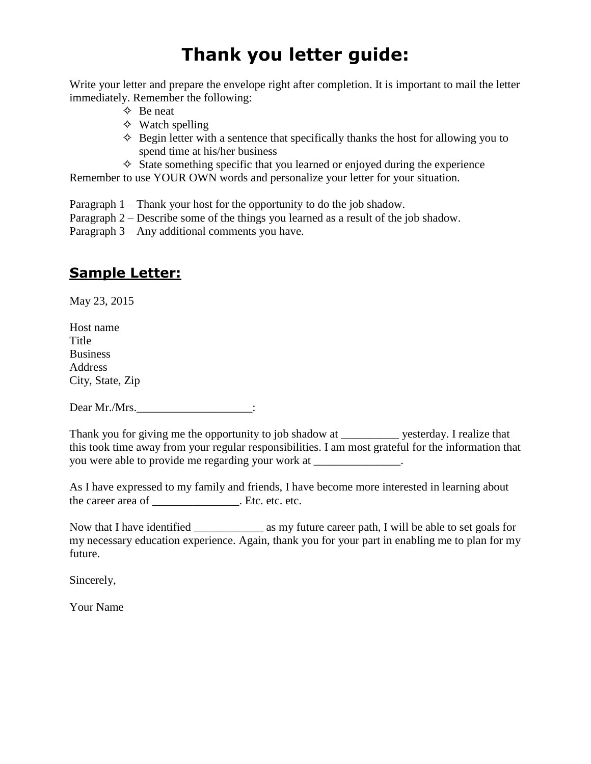# Thank you letter guide:

Write your letter and prepare the envelope right after completion. It is important to mail the letter immediately. Remember the following:

- Be neat
- Watch spelling
- Begin letter with a sentence that specifically thanks the host for allowing you to spend time at his/her business
- State something specific that you learned or enjoyed during the experience

Remember to use YOUR OWN words and personalize your letter for your situation.

Paragraph 1 – Thank your host for the opportunity to do the job shadow.
Paragraph 2 – Describe some of the things you learned as a result of the job shadow.
Paragraph 3 – Any additional comments you have.

## **Sample Letter:**

May 23, 2015

Host name
Title
Business
Address
City, State, Zip

Dear Mr./Mrs.____________________:

Thank you for giving me the opportunity to job shadow at __________ yesterday. I realize that this took time away from your regular responsibilities. I am most grateful for the information that you were able to provide me regarding your work at _______________.

As I have expressed to my family and friends, I have become more interested in learning about the career area of _______________. Etc. etc. etc.

Now that I have identified ____________ as my future career path, I will be able to set goals for my necessary education experience. Again, thank you for your part in enabling me to plan for my future.

Sincerely,

Your Name